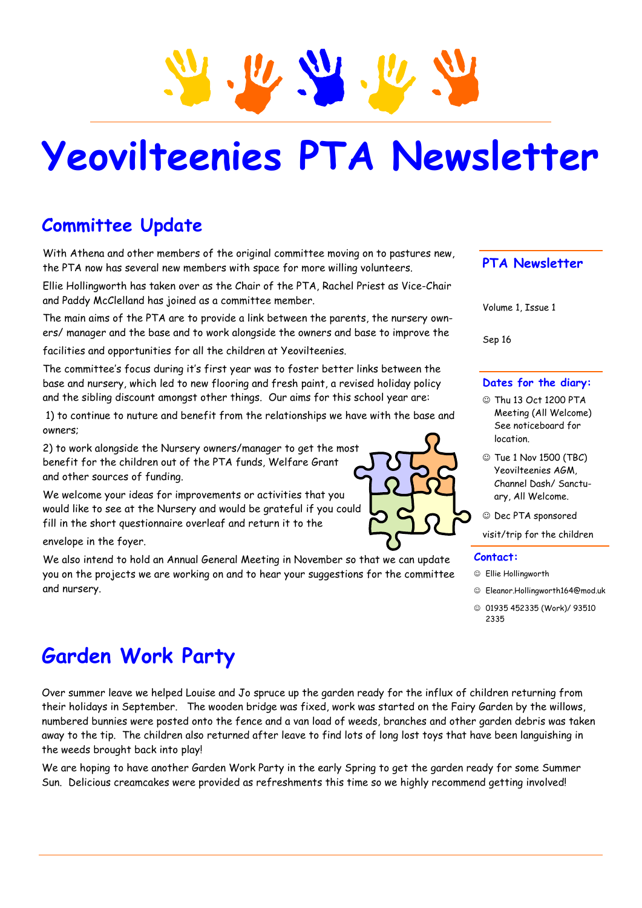# Yeovilteenies PTA Newsletter

## Committee Update

With Athena and other members of the original committee moving on to pastures new, the PTA now has several new members with space for more willing volunteers.

Ellie Hollingworth has taken over as the Chair of the PTA, Rachel Priest as Vice-Chair and Paddy McClelland has joined as a committee member.

The main aims of the PTA are to provide a link between the parents, the nursery owners/ manager and the base and to work alongside the owners and base to improve the facilities and opportunities for all the children at Yeovilteenies.

The committee's focus during it's first year was to foster better links between the base and nursery, which led to new flooring and fresh paint, a revised holiday policy and the sibling discount amongst other things. Our aims for this school year are:

1) to continue to nuture and benefit from the relationships we have with the base and owners;

2) to work alongside the Nursery owners/manager to get the most benefit for the children out of the PTA funds, Welfare Grant and other sources of funding.

We welcome your ideas for improvements or activities that you would like to see at the Nursery and would be grateful if you could fill in the short questionnaire overleaf and return it to the envelope in the foyer.

We also intend to hold an Annual General Meeting in November so that we can update you on the projects we are working on and to hear your suggestions for the committee and nursery.

### PTA Newsletter

Volume 1, Issue 1

Sep 16

### Dates for the diary:

- ☺ Thu 13 Oct 1200 PTA Meeting (All Welcome) See noticeboard for location.
- ☺ Tue 1 Nov 1500 (TBC) Yeovilteenies AGM, Channel Dash/ Sanctuary, All Welcome.
- ☺ Dec PTA sponsored visit/trip for the children

### Contact:

- ☺ Ellie Hollingworth
- ☺ Eleanor.Hollingworth164@mod.uk
- ☺ 01935 452335 (Work)/ 93510 2335

## Garden Work Party

Over summer leave we helped Louise and Jo spruce up the garden ready for the influx of children returning from their holidays in September. The wooden bridge was fixed, work was started on the Fairy Garden by the willows, numbered bunnies were posted onto the fence and a van load of weeds, branches and other garden debris was taken away to the tip. The children also returned after leave to find lots of long lost toys that have been languishing in the weeds brought back into play!

We are hoping to have another Garden Work Party in the early Spring to get the garden ready for some Summer Sun. Delicious creamcakes were provided as refreshments this time so we highly recommend getting involved!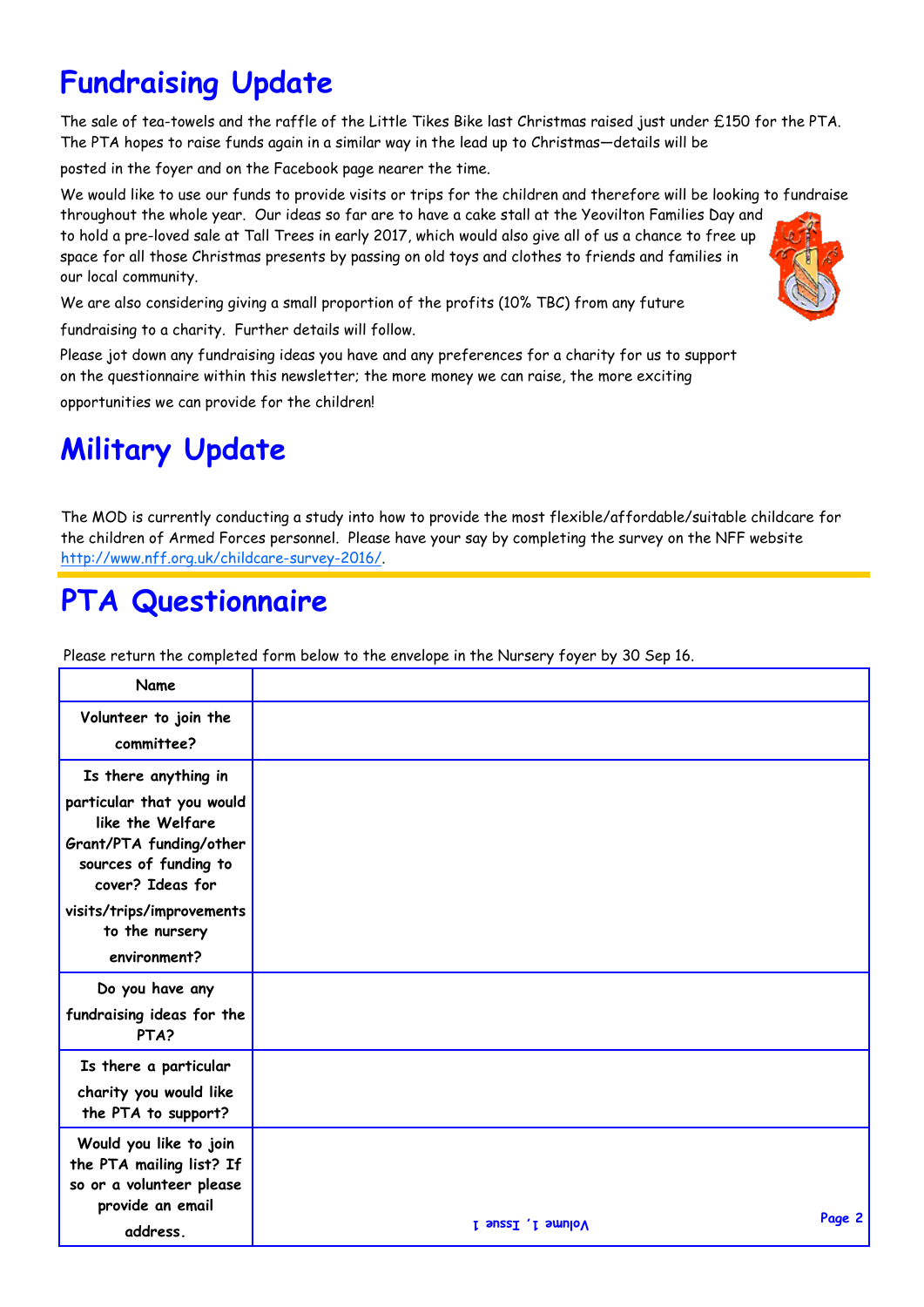# Fundraising Update

The sale of tea-towels and the raffle of the Little Tikes Bike last Christmas raised just under £150 for the PTA. The PTA hopes to raise funds again in a similar way in the lead up to Christmas—details will be posted in the foyer and on the Facebook page nearer the time.

We would like to use our funds to provide visits or trips for the children and therefore will be looking to fundraise throughout the whole year. Our ideas so far are to have a cake stall at the Yeovilton Families Day and to hold a pre-loved sale at Tall Trees in early 2017, which would also give all of us a chance to free up space for all those Christmas presents by passing on old toys and clothes to friends and families in our local community.

We are also considering giving a small proportion of the profits (10% TBC) from any future fundraising to a charity. Further details will follow.

Please jot down any fundraising ideas you have and any preferences for a charity for us to support on the questionnaire within this newsletter; the more money we can raise, the more exciting opportunities we can provide for the children!

# Military Update

The MOD is currently conducting a study into how to provide the most flexible/affordable/suitable childcare for the children of Armed Forces personnel. Please have your say by completing the survey on the NFF website http://www.nff.org.uk/childcare-survey-2016/.

# PTA Questionnaire

Please return the completed form below to the envelope in the Nursery foyer by 30 Sep 16.

| | |
|---|---|
| Name | |
| Volunteer to join the committee? | |
| Is there anything in particular that you would like the Welfare Grant/PTA funding/other sources of funding to cover? Ideas for visits/trips/improvements to the nursery environment? | |
| Do you have any fundraising ideas for the PTA? | |
| Is there a particular charity you would like the PTA to support? | |
| Would you like to join the PTA mailing list? If so or a volunteer please provide an email address. | |